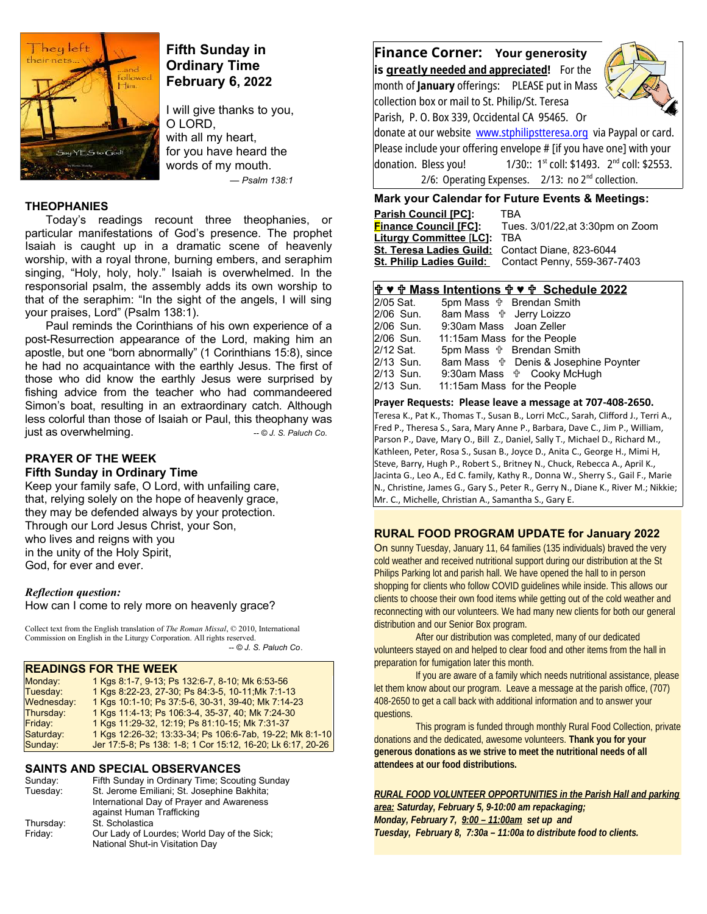# Fifth Sunday in Ordinary Time
## February 6, 2022

I will give thanks to you,
O LORD,
with all my heart,
for you have heard the
words of my mouth.
— *Psalm 138:1*

## THEOPHANIES

Today's readings recount three theophanies, or particular manifestations of God's presence. The prophet Isaiah is caught up in a dramatic scene of heavenly worship, with a royal throne, burning embers, and seraphim singing, "Holy, holy, holy." Isaiah is overwhelmed. In the responsorial psalm, the assembly adds its own worship to that of the seraphim: "In the sight of the angels, I will sing your praises, Lord" (Psalm 138:1).

Paul reminds the Corinthians of his own experience of a post-Resurrection appearance of the Lord, making him an apostle, but one "born abnormally" (1 Corinthians 15:8), since he had no acquaintance with the earthly Jesus. The first of those who did know the earthly Jesus were surprised by fishing advice from the teacher who had commandeered Simon's boat, resulting in an extraordinary catch. Although less colorful than those of Isaiah or Paul, this theophany was just as overwhelming. *-- © J. S. Paluch Co.*

## PRAYER OF THE WEEK
### Fifth Sunday in Ordinary Time

Keep your family safe, O Lord, with unfailing care,
that, relying solely on the hope of heavenly grace,
they may be defended always by your protection.
Through our Lord Jesus Christ, your Son,
who lives and reigns with you
in the unity of the Holy Spirit,
God, for ever and ever.

***Reflection question:***
How can I come to rely more on heavenly grace?

Collect text from the English translation of *The Roman Missal*, © 2010, International Commission on English in the Liturgy Corporation. All rights reserved.
*-- © J. S. Paluch Co.*

## READINGS FOR THE WEEK

| | |
|---|---|
| Monday: | 1 Kgs 8:1-7, 9-13; Ps 132:6-7, 8-10; Mk 6:53-56 |
| Tuesday: | 1 Kgs 8:22-23, 27-30; Ps 84:3-5, 10-11;Mk 7:1-13 |
| Wednesday: | 1 Kgs 10:1-10; Ps 37:5-6, 30-31, 39-40; Mk 7:14-23 |
| Thursday: | 1 Kgs 11:4-13; Ps 106:3-4, 35-37, 40; Mk 7:24-30 |
| Friday: | 1 Kgs 11:29-32, 12:19; Ps 81:10-15; Mk 7:31-37 |
| Saturday: | 1 Kgs 12:26-32; 13:33-34; Ps 106:6-7ab, 19-22; Mk 8:1-10 |
| Sunday: | Jer 17:5-8; Ps 138: 1-8; 1 Cor 15:12, 16-20; Lk 6:17, 20-26 |

## SAINTS AND SPECIAL OBSERVANCES

| | |
|---|---|
| Sunday: | Fifth Sunday in Ordinary Time; Scouting Sunday |
| Tuesday: | St. Jerome Emiliani; St. Josephine Bakhita; International Day of Prayer and Awareness against Human Trafficking |
| Thursday: | St. Scholastica |
| Friday: | Our Lady of Lourdes; World Day of the Sick; National Shut-in Visitation Day |

## Finance Corner: Your generosity is greatly needed and appreciated!

For the month of **January** offerings: PLEASE put in Mass collection box or mail to St. Philip/St. Teresa Parish, P. O. Box 339, Occidental CA 95465. Or donate at our website www.stphilipstteresa.org via Paypal or card. Please include your offering envelope # [if you have one] with your donation. Bless you! 1/30:: 1st coll: $1493. 2nd coll: $2553.
2/6: Operating Expenses. 2/13: no 2nd collection.

## Mark your Calendar for Future Events & Meetings:

| | |
|---|---|
| **Parish Council [PC]:** | TBA |
| **Finance Council [FC]:** | Tues. 3/01/22,at 3:30pm on Zoom |
| **Liturgy Committee [LC]:** | TBA |
| **St. Teresa Ladies Guild:** | Contact Diane, 823-6044 |
| **St. Philip Ladies Guild:** | Contact Penny, 559-367-7403 |

## ✞ ♥ ✞ Mass Intentions ✞ ♥ ✞ Schedule 2022

| | | |
|---|---|---|
| 2/05 Sat. | 5pm Mass ✞ | Brendan Smith |
| 2/06 Sun. | 8am Mass ✞ | Jerry Loizzo |
| 2/06 Sun. | 9:30am Mass | Joan Zeller |
| 2/06 Sun. | 11:15am Mass | for the People |
| 2/12 Sat. | 5pm Mass ✞ | Brendan Smith |
| 2/13 Sun. | 8am Mass ✞ | Denis & Josephine Poynter |
| 2/13 Sun. | 9:30am Mass ✞ | Cooky McHugh |
| 2/13 Sun. | 11:15am Mass | for the People |

**Prayer Requests: Please leave a message at 707-408-2650.**
Teresa K., Pat K., Thomas T., Susan B., Lorri McC., Sarah, Clifford J., Terri A., Fred P., Theresa S., Sara, Mary Anne P., Barbara, Dave C., Jim P., William, Parson P., Dave, Mary O., Bill Z., Daniel, Sally T., Michael D., Richard M., Kathleen, Peter, Rosa S., Susan B., Joyce D., Anita C., George H., Mimi H, Steve, Barry, Hugh P., Robert S., Britney N., Chuck, Rebecca A., April K., Jacinta G., Leo A., Ed C. family, Kathy R., Donna W., Sherry S., Gail F., Marie N., Christine, James G., Gary S., Peter R., Gerry N., Diane K., River M.; Nikkie; Mr. C., Michelle, Christian A., Samantha S., Gary E.

## RURAL FOOD PROGRAM UPDATE for January 2022

On sunny Tuesday, January 11, 64 families (135 individuals) braved the very cold weather and received nutritional support during our distribution at the St Philips Parking lot and parish hall. We have opened the hall to in person shopping for clients who follow COVID guidelines while inside. This allows our clients to choose their own food items while getting out of the cold weather and reconnecting with our volunteers. We had many new clients for both our general distribution and our Senior Box program.

After our distribution was completed, many of our dedicated volunteers stayed on and helped to clear food and other items from the hall in preparation for fumigation later this month.

If you are aware of a family which needs nutritional assistance, please let them know about our program. Leave a message at the parish office, (707) 408-2650 to get a call back with additional information and to answer your questions.

This program is funded through monthly Rural Food Collection, private donations and the dedicated, awesome volunteers. **Thank you for your generous donations as we strive to meet the nutritional needs of all attendees at our food distributions.**

***RURAL FOOD VOLUNTEER OPPORTUNITIES in the Parish Hall and parking area:*** ***Saturday, February 5, 9-10:00 am repackaging;***
***Monday, February 7, 9:00 – 11:00am set up and***
***Tuesday, February 8, 7:30a – 11:00a to distribute food to clients.***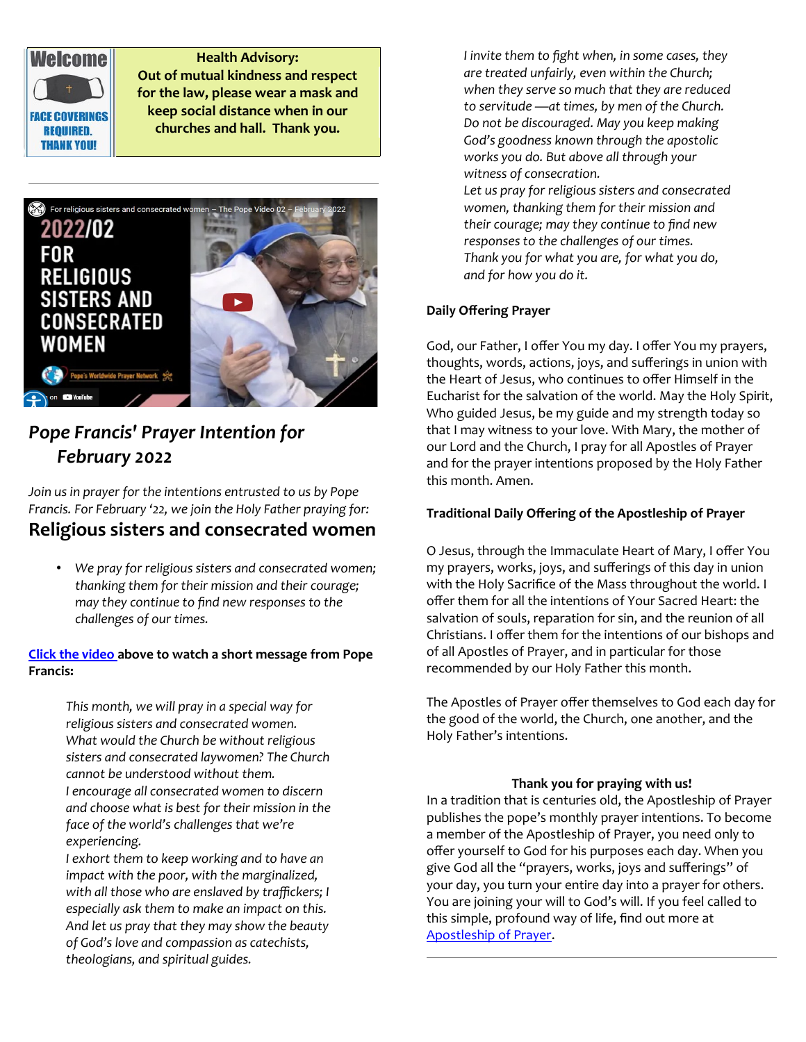**Health Advisory:**
**Out of mutual kindness and respect for the law, please wear a mask and keep social distance when in our churches and hall. Thank you.**

## *Pope Francis' Prayer Intention for February 2022*

*Join us in prayer for the intentions entrusted to us by Pope Francis. For February '22, we join the Holy Father praying for:*

## Religious sisters and consecrated women

- *We pray for religious sisters and consecrated women; thanking them for their mission and their courage; may they continue to find new responses to the challenges of our times.*

**Click the video above to watch a short message from Pope Francis:**

> *This month, we will pray in a special way for religious sisters and consecrated women.*
> *What would the Church be without religious sisters and consecrated laywomen? The Church cannot be understood without them.*
> *I encourage all consecrated women to discern and choose what is best for their mission in the face of the world's challenges that we're experiencing.*
> *I exhort them to keep working and to have an impact with the poor, with the marginalized, with all those who are enslaved by traffickers; I especially ask them to make an impact on this.*
> *And let us pray that they may show the beauty of God's love and compassion as catechists, theologians, and spiritual guides.*
> *I invite them to fight when, in some cases, they are treated unfairly, even within the Church; when they serve so much that they are reduced to servitude —at times, by men of the Church.*
> *Do not be discouraged. May you keep making God's goodness known through the apostolic works you do. But above all through your witness of consecration.*
> *Let us pray for religious sisters and consecrated women, thanking them for their mission and their courage; may they continue to find new responses to the challenges of our times.*
> *Thank you for what you are, for what you do, and for how you do it.*

**Daily Offering Prayer**

God, our Father, I offer You my day. I offer You my prayers, thoughts, words, actions, joys, and sufferings in union with the Heart of Jesus, who continues to offer Himself in the Eucharist for the salvation of the world. May the Holy Spirit, Who guided Jesus, be my guide and my strength today so that I may witness to your love. With Mary, the mother of our Lord and the Church, I pray for all Apostles of Prayer and for the prayer intentions proposed by the Holy Father this month. Amen.

**Traditional Daily Offering of the Apostleship of Prayer**

O Jesus, through the Immaculate Heart of Mary, I offer You my prayers, works, joys, and sufferings of this day in union with the Holy Sacrifice of the Mass throughout the world. I offer them for all the intentions of Your Sacred Heart: the salvation of souls, reparation for sin, and the reunion of all Christians. I offer them for the intentions of our bishops and of all Apostles of Prayer, and in particular for those recommended by our Holy Father this month.

The Apostles of Prayer offer themselves to God each day for the good of the world, the Church, one another, and the Holy Father's intentions.

**Thank you for praying with us!**

In a tradition that is centuries old, the Apostleship of Prayer publishes the pope's monthly prayer intentions. To become a member of the Apostleship of Prayer, you need only to offer yourself to God for his purposes each day. When you give God all the "prayers, works, joys and sufferings" of your day, you turn your entire day into a prayer for others. You are joining your will to God's will. If you feel called to this simple, profound way of life, find out more at Apostleship of Prayer.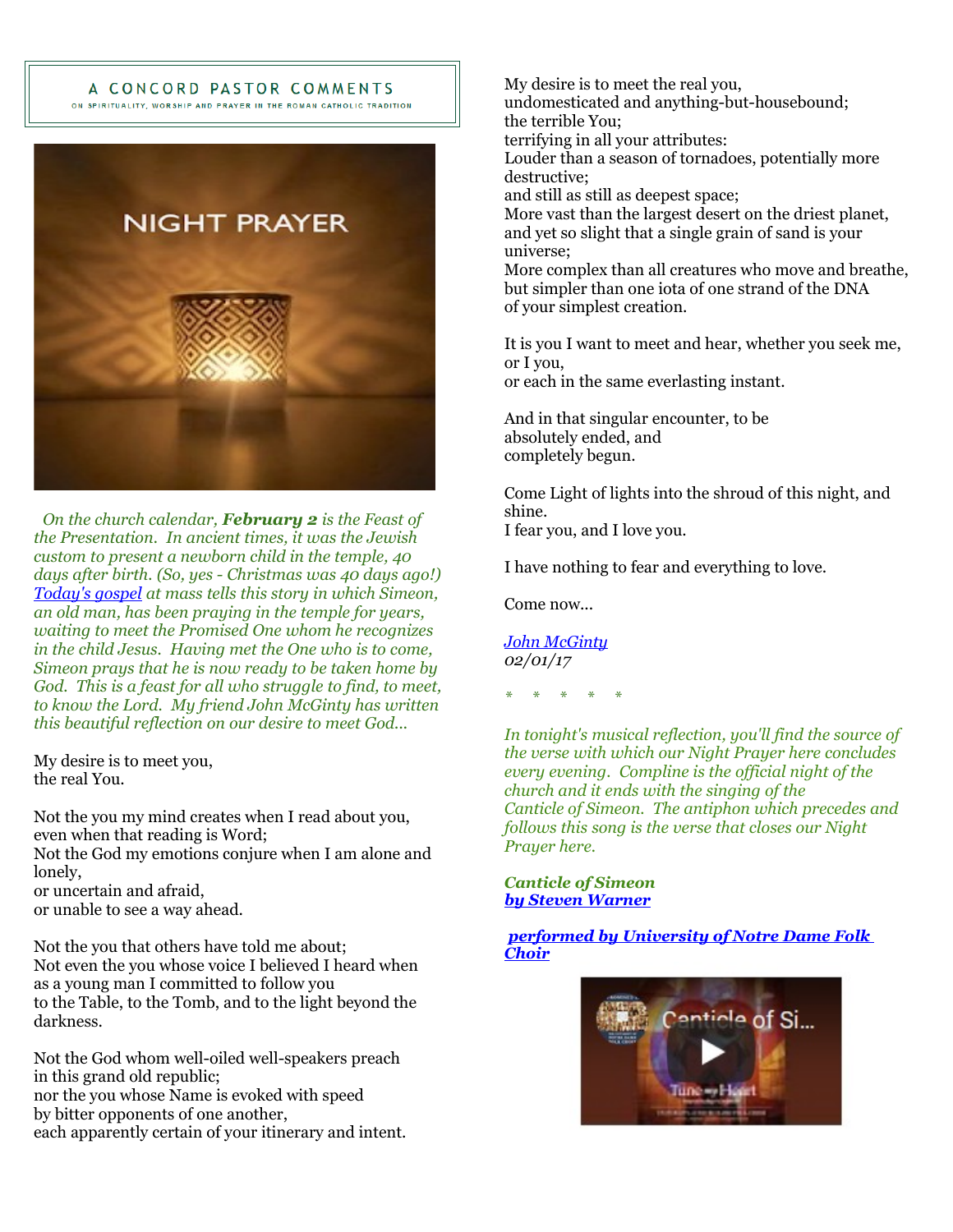A CONCORD PASTOR COMMENTS

ON SPIRITUALITY, WORSHIP AND PRAYER IN THE ROMAN CATHOLIC TRADITION

*On the church calendar, **February 2** is the Feast of the Presentation. In ancient times, it was the Jewish custom to present a newborn child in the temple, 40 days after birth. (So, yes - Christmas was 40 days ago!) Today's gospel at mass tells this story in which Simeon, an old man, has been praying in the temple for years, waiting to meet the Promised One whom he recognizes in the child Jesus. Having met the One who is to come, Simeon prays that he is now ready to be taken home by God. This is a feast for all who struggle to find, to meet, to know the Lord. My friend John McGinty has written this beautiful reflection on our desire to meet God...*

My desire is to meet you,
the real You.

Not the you my mind creates when I read about you,
even when that reading is Word;
Not the God my emotions conjure when I am alone and lonely,
or uncertain and afraid,
or unable to see a way ahead.

Not the you that others have told me about;
Not even the you whose voice I believed I heard when
as a young man I committed to follow you
to the Table, to the Tomb, and to the light beyond the darkness.

Not the God whom well-oiled well-speakers preach
in this grand old republic;
nor the you whose Name is evoked with speed
by bitter opponents of one another,
each apparently certain of your itinerary and intent.

My desire is to meet the real you,
undomesticated and anything-but-housebound;
the terrible You;
terrifying in all your attributes:
Louder than a season of tornadoes, potentially more destructive;
and still as still as deepest space;
More vast than the largest desert on the driest planet,
and yet so slight that a single grain of sand is your universe;
More complex than all creatures who move and breathe,
but simpler than one iota of one strand of the DNA
of your simplest creation.

It is you I want to meet and hear, whether you seek me,
or I you,
or each in the same everlasting instant.

And in that singular encounter, to be
absolutely ended, and
completely begun.

Come Light of lights into the shroud of this night, and shine.
I fear you, and I love you.

I have nothing to fear and everything to love.

Come now...

*John McGinty*
*02/01/17*

\* \* \* \* \*

*In tonight's musical reflection, you'll find the source of the verse with which our Night Prayer here concludes every evening. Compline is the official night of the church and it ends with the singing of the Canticle of Simeon. The antiphon which precedes and follows this song is the verse that closes our Night Prayer here.*

***Canticle of Simeon***
***by Steven Warner***

***performed by University of Notre Dame Folk Choir***